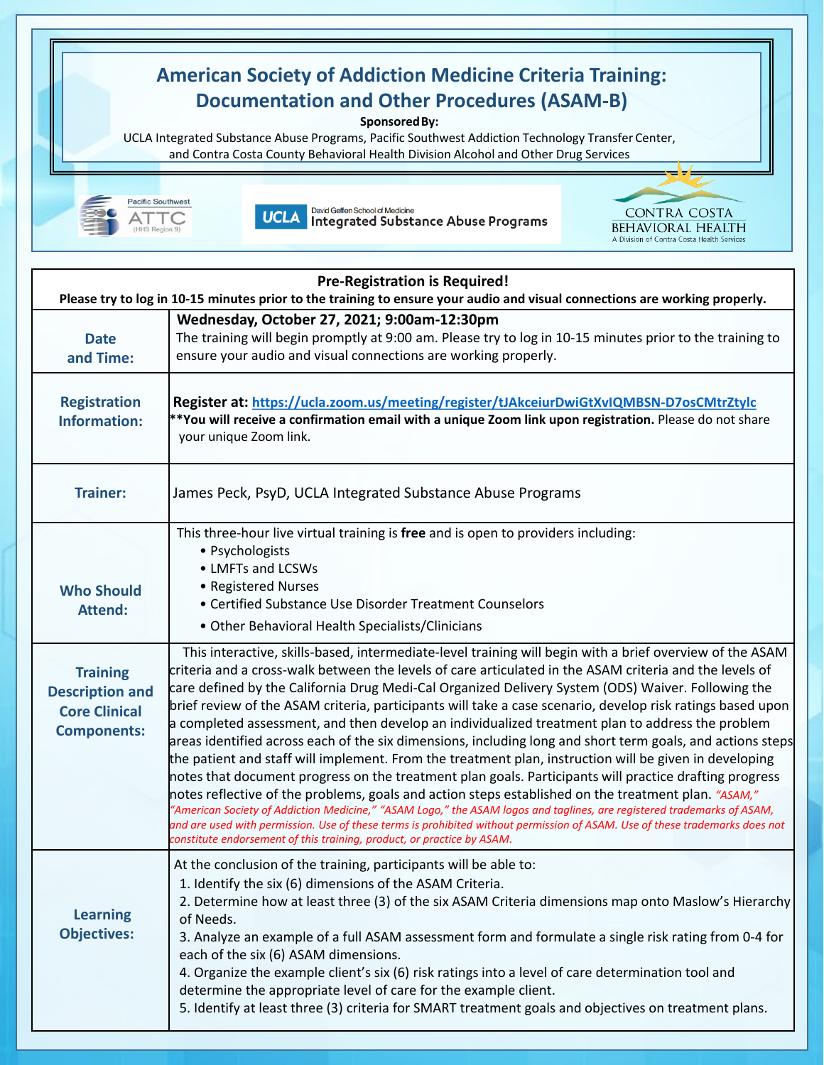# American Society of Addiction Medicine Criteria Training: Documentation and Other Procedures (ASAM-B)

**Sponsored By:**

UCLA Integrated Substance Abuse Programs, Pacific Southwest Addiction Technology Transfer Center, and Contra Costa County Behavioral Health Division Alcohol and Other Drug Services

Pacific Southwest ATTC (HHS Region 9)

UCLA David Geffen School of Medicine Integrated Substance Abuse Programs

CONTRA COSTA BEHAVIORAL HEALTH
A Division of Contra Costa Health Services

**Pre-Registration is Required!**
**Please try to log in 10-15 minutes prior to the training to ensure your audio and visual connections are working properly.**

| | |
|---|---|
| **Date and Time:** | **Wednesday, October 27, 2021; 9:00am-12:30pm**<br>The training will begin promptly at 9:00 am. Please try to log in 10-15 minutes prior to the training to ensure your audio and visual connections are working properly. |
| **Registration Information:** | **Register at: https://ucla.zoom.us/meeting/register/tJAkceiurDwiGtXvIQMBSN-D7osCMtrZtylc**<br>****You will receive a confirmation email with a unique Zoom link upon registration.** Please do not share your unique Zoom link. |
| **Trainer:** | James Peck, PsyD, UCLA Integrated Substance Abuse Programs |
| **Who Should Attend:** | This three-hour live virtual training is **free** and is open to providers including:<br>• Psychologists<br>• LMFTs and LCSWs<br>• Registered Nurses<br>• Certified Substance Use Disorder Treatment Counselors<br>• Other Behavioral Health Specialists/Clinicians |
| **Training Description and Core Clinical Components:** | This interactive, skills-based, intermediate-level training will begin with a brief overview of the ASAM criteria and a cross-walk between the levels of care articulated in the ASAM criteria and the levels of care defined by the California Drug Medi-Cal Organized Delivery System (ODS) Waiver. Following the brief review of the ASAM criteria, participants will take a case scenario, develop risk ratings based upon a completed assessment, and then develop an individualized treatment plan to address the problem areas identified across each of the six dimensions, including long and short term goals, and actions steps the patient and staff will implement. From the treatment plan, instruction will be given in developing notes that document progress on the treatment plan goals. Participants will practice drafting progress notes reflective of the problems, goals and action steps established on the treatment plan. *"ASAM," "American Society of Addiction Medicine," "ASAM Logo," the ASAM logos and taglines, are registered trademarks of ASAM, and are used with permission. Use of these terms is prohibited without permission of ASAM. Use of these trademarks does not constitute endorsement of this training, product, or practice by ASAM.* |
| **Learning Objectives:** | At the conclusion of the training, participants will be able to:<br>1. Identify the six (6) dimensions of the ASAM Criteria.<br>2. Determine how at least three (3) of the six ASAM Criteria dimensions map onto Maslow's Hierarchy of Needs.<br>3. Analyze an example of a full ASAM assessment form and formulate a single risk rating from 0-4 for each of the six (6) ASAM dimensions.<br>4. Organize the example client's six (6) risk ratings into a level of care determination tool and determine the appropriate level of care for the example client.<br>5. Identify at least three (3) criteria for SMART treatment goals and objectives on treatment plans. |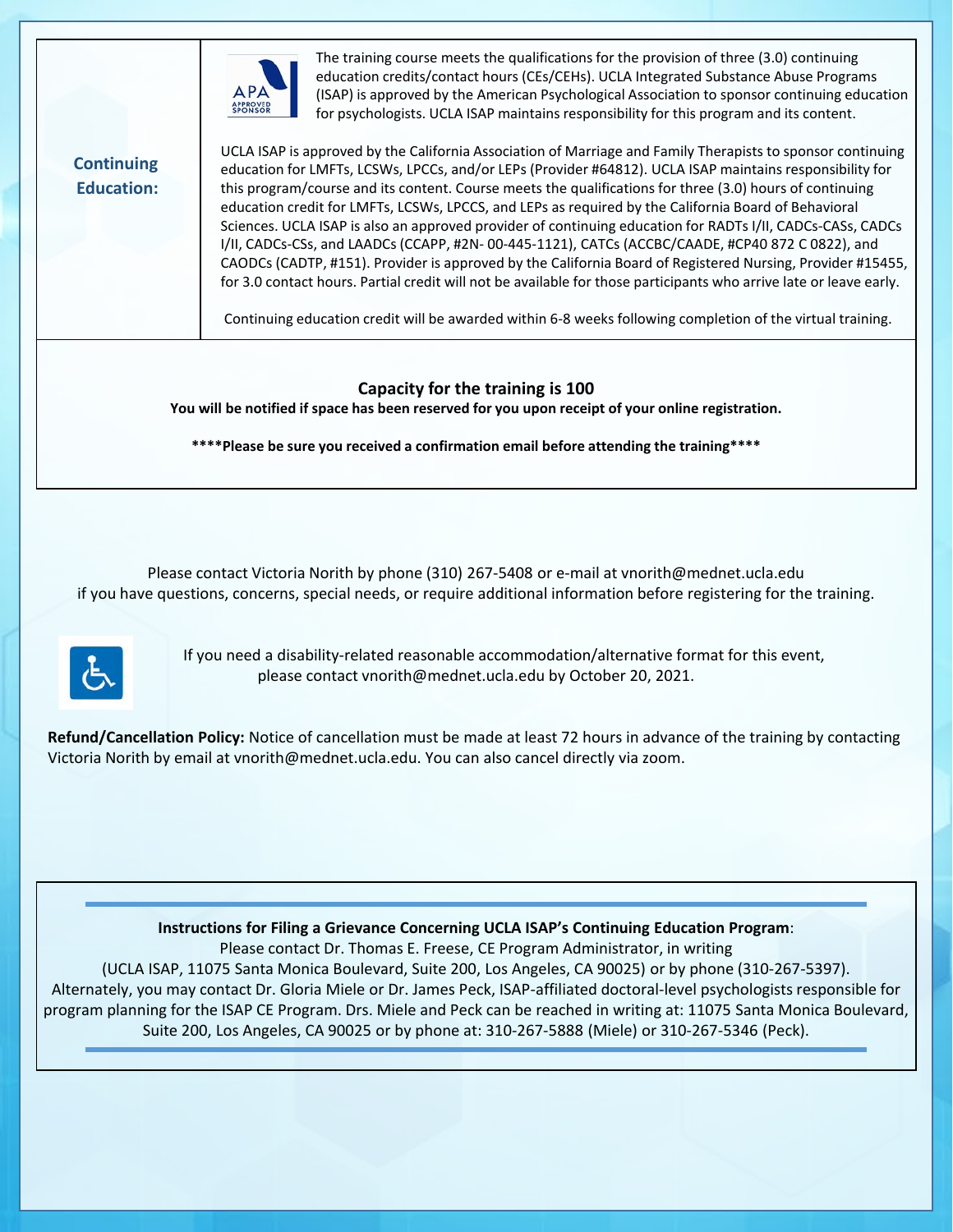| | |
|---|---|
| **Continuing Education:** | The training course meets the qualifications for the provision of three (3.0) continuing education credits/contact hours (CEs/CEHs). UCLA Integrated Substance Abuse Programs (ISAP) is approved by the American Psychological Association to sponsor continuing education for psychologists. UCLA ISAP maintains responsibility for this program and its content.<br><br>UCLA ISAP is approved by the California Association of Marriage and Family Therapists to sponsor continuing education for LMFTs, LCSWs, LPCCs, and/or LEPs (Provider #64812). UCLA ISAP maintains responsibility for this program/course and its content. Course meets the qualifications for three (3.0) hours of continuing education credit for LMFTs, LCSWs, LPCCS, and LEPs as required by the California Board of Behavioral Sciences. UCLA ISAP is also an approved provider of continuing education for RADTs I/II, CADCs-CASs, CADCs I/II, CADCs-CSs, and LAADCs (CCAPP, #2N- 00-445-1121), CATCs (ACCBC/CAADE, #CP40 872 C 0822), and CAODCs (CADTP, #151). Provider is approved by the California Board of Registered Nursing, Provider #15455, for 3.0 contact hours. Partial credit will not be available for those participants who arrive late or leave early.<br><br>Continuing education credit will be awarded within 6-8 weeks following completion of the virtual training. |

**Capacity for the training is 100**

**You will be notified if space has been reserved for you upon receipt of your online registration.**

**\*\*\*\*Please be sure you received a confirmation email before attending the training\*\*\*\***

Please contact Victoria Norith by phone (310) 267-5408 or e-mail at vnorith@mednet.ucla.edu if you have questions, concerns, special needs, or require additional information before registering for the training.

If you need a disability-related reasonable accommodation/alternative format for this event, please contact vnorith@mednet.ucla.edu by October 20, 2021.

**Refund/Cancellation Policy:** Notice of cancellation must be made at least 72 hours in advance of the training by contacting Victoria Norith by email at vnorith@mednet.ucla.edu. You can also cancel directly via zoom.

**Instructions for Filing a Grievance Concerning UCLA ISAP's Continuing Education Program**:
Please contact Dr. Thomas E. Freese, CE Program Administrator, in writing (UCLA ISAP, 11075 Santa Monica Boulevard, Suite 200, Los Angeles, CA 90025) or by phone (310-267-5397). Alternately, you may contact Dr. Gloria Miele or Dr. James Peck, ISAP-affiliated doctoral-level psychologists responsible for program planning for the ISAP CE Program. Drs. Miele and Peck can be reached in writing at: 11075 Santa Monica Boulevard, Suite 200, Los Angeles, CA 90025 or by phone at: 310-267-5888 (Miele) or 310-267-5346 (Peck).